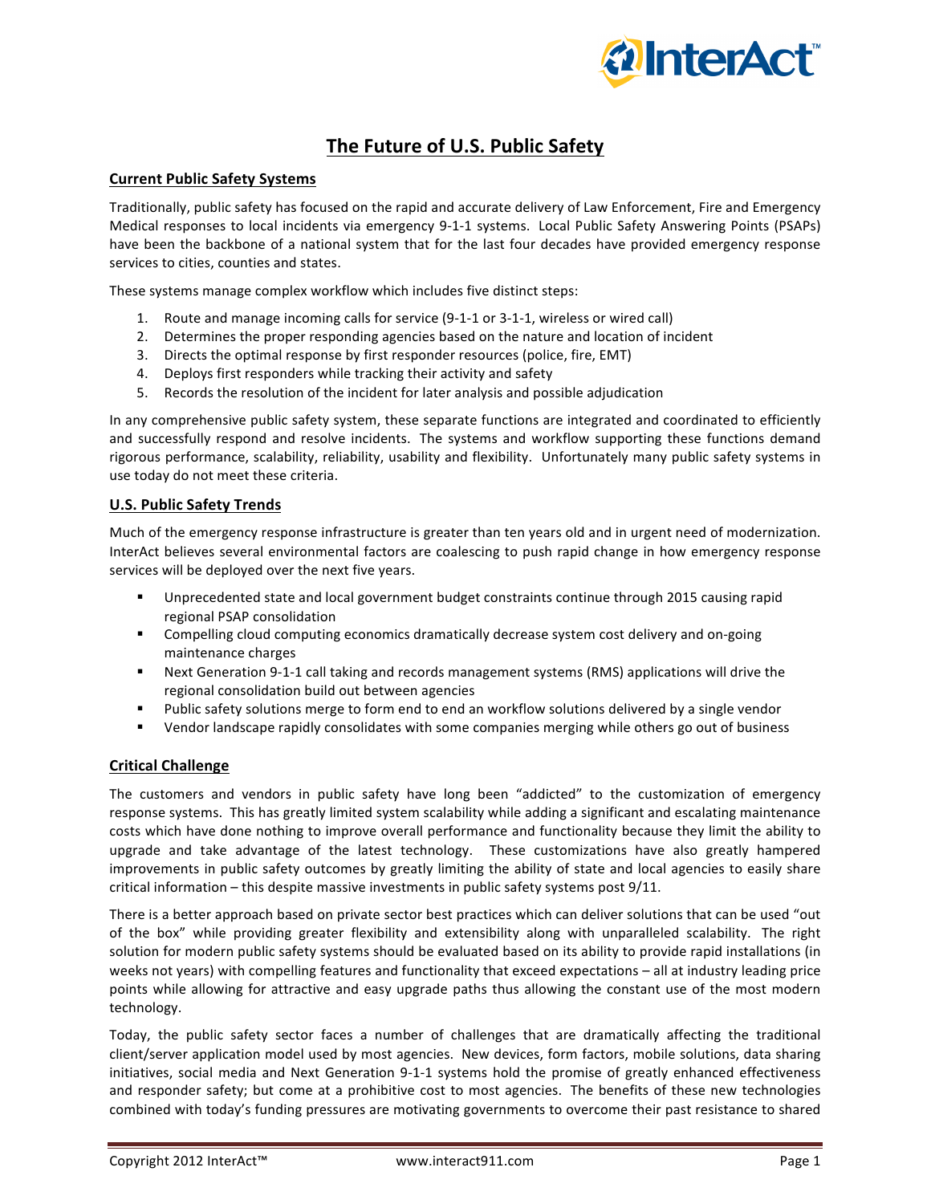# The Future of U.S. Public Safety

## Current Public Safety Systems

Traditionally, public safety has focused on the rapid and accurate delivery of Law Enforcement, Fire and Emergency Medical responses to local incidents via emergency 9-1-1 systems. Local Public Safety Answering Points (PSAPs) have been the backbone of a national system that for the last four decades have provided emergency response services to cities, counties and states.

These systems manage complex workflow which includes five distinct steps:

1. Route and manage incoming calls for service (9-1-1 or 3-1-1, wireless or wired call)
2. Determines the proper responding agencies based on the nature and location of incident
3. Directs the optimal response by first responder resources (police, fire, EMT)
4. Deploys first responders while tracking their activity and safety
5. Records the resolution of the incident for later analysis and possible adjudication

In any comprehensive public safety system, these separate functions are integrated and coordinated to efficiently and successfully respond and resolve incidents. The systems and workflow supporting these functions demand rigorous performance, scalability, reliability, usability and flexibility. Unfortunately many public safety systems in use today do not meet these criteria.

## U.S. Public Safety Trends

Much of the emergency response infrastructure is greater than ten years old and in urgent need of modernization. InterAct believes several environmental factors are coalescing to push rapid change in how emergency response services will be deployed over the next five years.

- Unprecedented state and local government budget constraints continue through 2015 causing rapid regional PSAP consolidation
- Compelling cloud computing economics dramatically decrease system cost delivery and on-going maintenance charges
- Next Generation 9-1-1 call taking and records management systems (RMS) applications will drive the regional consolidation build out between agencies
- Public safety solutions merge to form end to end an workflow solutions delivered by a single vendor
- Vendor landscape rapidly consolidates with some companies merging while others go out of business

## Critical Challenge

The customers and vendors in public safety have long been "addicted" to the customization of emergency response systems. This has greatly limited system scalability while adding a significant and escalating maintenance costs which have done nothing to improve overall performance and functionality because they limit the ability to upgrade and take advantage of the latest technology. These customizations have also greatly hampered improvements in public safety outcomes by greatly limiting the ability of state and local agencies to easily share critical information – this despite massive investments in public safety systems post 9/11.

There is a better approach based on private sector best practices which can deliver solutions that can be used "out of the box" while providing greater flexibility and extensibility along with unparalleled scalability. The right solution for modern public safety systems should be evaluated based on its ability to provide rapid installations (in weeks not years) with compelling features and functionality that exceed expectations – all at industry leading price points while allowing for attractive and easy upgrade paths thus allowing the constant use of the most modern technology.

Today, the public safety sector faces a number of challenges that are dramatically affecting the traditional client/server application model used by most agencies. New devices, form factors, mobile solutions, data sharing initiatives, social media and Next Generation 9-1-1 systems hold the promise of greatly enhanced effectiveness and responder safety; but come at a prohibitive cost to most agencies. The benefits of these new technologies combined with today's funding pressures are motivating governments to overcome their past resistance to shared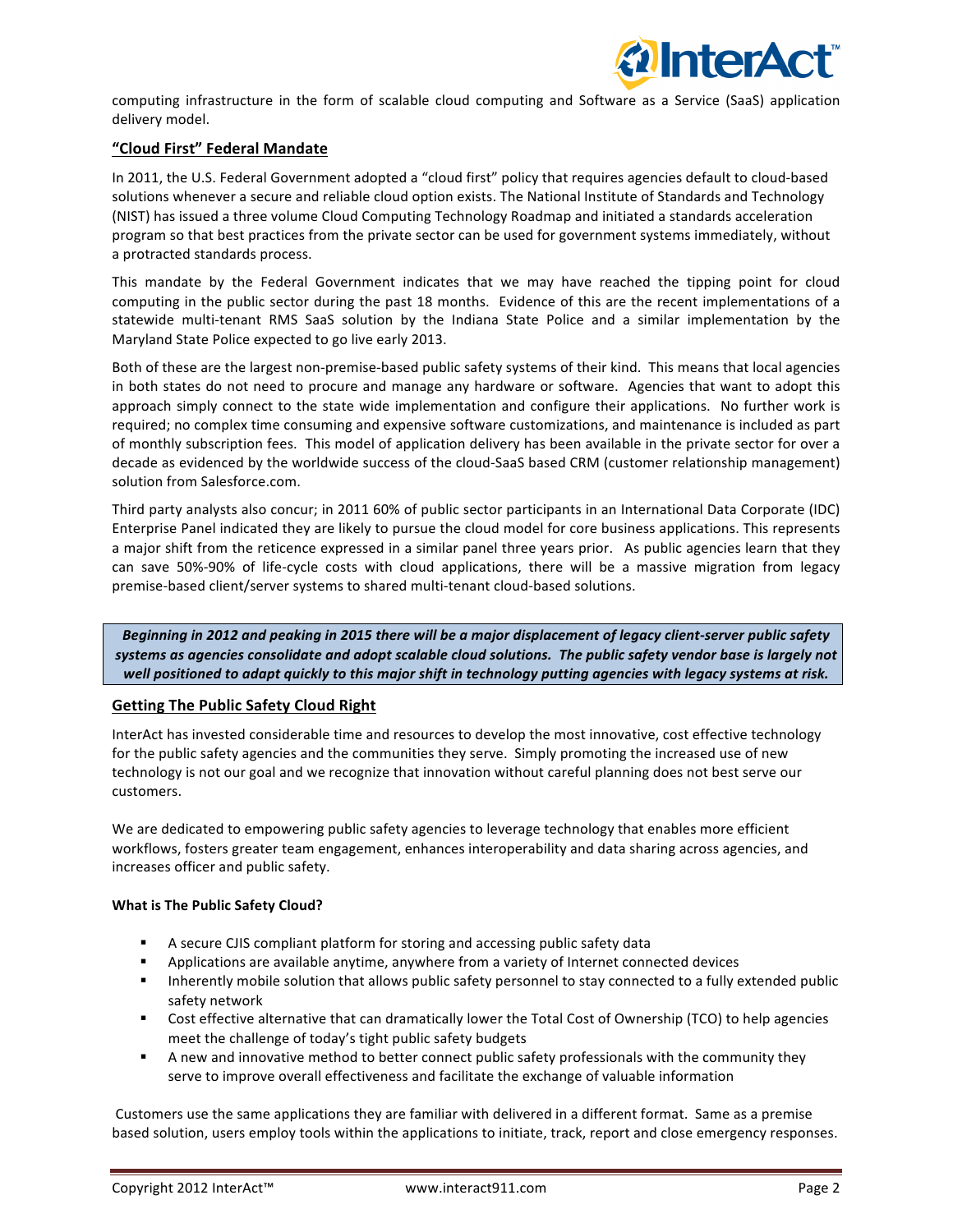computing infrastructure in the form of scalable cloud computing and Software as a Service (SaaS) application delivery model.

## "Cloud First" Federal Mandate

In 2011, the U.S. Federal Government adopted a "cloud first" policy that requires agencies default to cloud-based solutions whenever a secure and reliable cloud option exists. The National Institute of Standards and Technology (NIST) has issued a three volume Cloud Computing Technology Roadmap and initiated a standards acceleration program so that best practices from the private sector can be used for government systems immediately, without a protracted standards process.

This mandate by the Federal Government indicates that we may have reached the tipping point for cloud computing in the public sector during the past 18 months. Evidence of this are the recent implementations of a statewide multi-tenant RMS SaaS solution by the Indiana State Police and a similar implementation by the Maryland State Police expected to go live early 2013.

Both of these are the largest non-premise-based public safety systems of their kind. This means that local agencies in both states do not need to procure and manage any hardware or software. Agencies that want to adopt this approach simply connect to the state wide implementation and configure their applications. No further work is required; no complex time consuming and expensive software customizations, and maintenance is included as part of monthly subscription fees. This model of application delivery has been available in the private sector for over a decade as evidenced by the worldwide success of the cloud-SaaS based CRM (customer relationship management) solution from Salesforce.com.

Third party analysts also concur; in 2011 60% of public sector participants in an International Data Corporate (IDC) Enterprise Panel indicated they are likely to pursue the cloud model for core business applications. This represents a major shift from the reticence expressed in a similar panel three years prior. As public agencies learn that they can save 50%-90% of life-cycle costs with cloud applications, there will be a massive migration from legacy premise-based client/server systems to shared multi-tenant cloud-based solutions.

> ***Beginning in 2012 and peaking in 2015 there will be a major displacement of legacy client-server public safety systems as agencies consolidate and adopt scalable cloud solutions. The public safety vendor base is largely not well positioned to adapt quickly to this major shift in technology putting agencies with legacy systems at risk.***

## Getting The Public Safety Cloud Right

InterAct has invested considerable time and resources to develop the most innovative, cost effective technology for the public safety agencies and the communities they serve. Simply promoting the increased use of new technology is not our goal and we recognize that innovation without careful planning does not best serve our customers.

We are dedicated to empowering public safety agencies to leverage technology that enables more efficient workflows, fosters greater team engagement, enhances interoperability and data sharing across agencies, and increases officer and public safety.

### What is The Public Safety Cloud?

- A secure CJIS compliant platform for storing and accessing public safety data
- Applications are available anytime, anywhere from a variety of Internet connected devices
- Inherently mobile solution that allows public safety personnel to stay connected to a fully extended public safety network
- Cost effective alternative that can dramatically lower the Total Cost of Ownership (TCO) to help agencies meet the challenge of today's tight public safety budgets
- A new and innovative method to better connect public safety professionals with the community they serve to improve overall effectiveness and facilitate the exchange of valuable information

Customers use the same applications they are familiar with delivered in a different format. Same as a premise based solution, users employ tools within the applications to initiate, track, report and close emergency responses.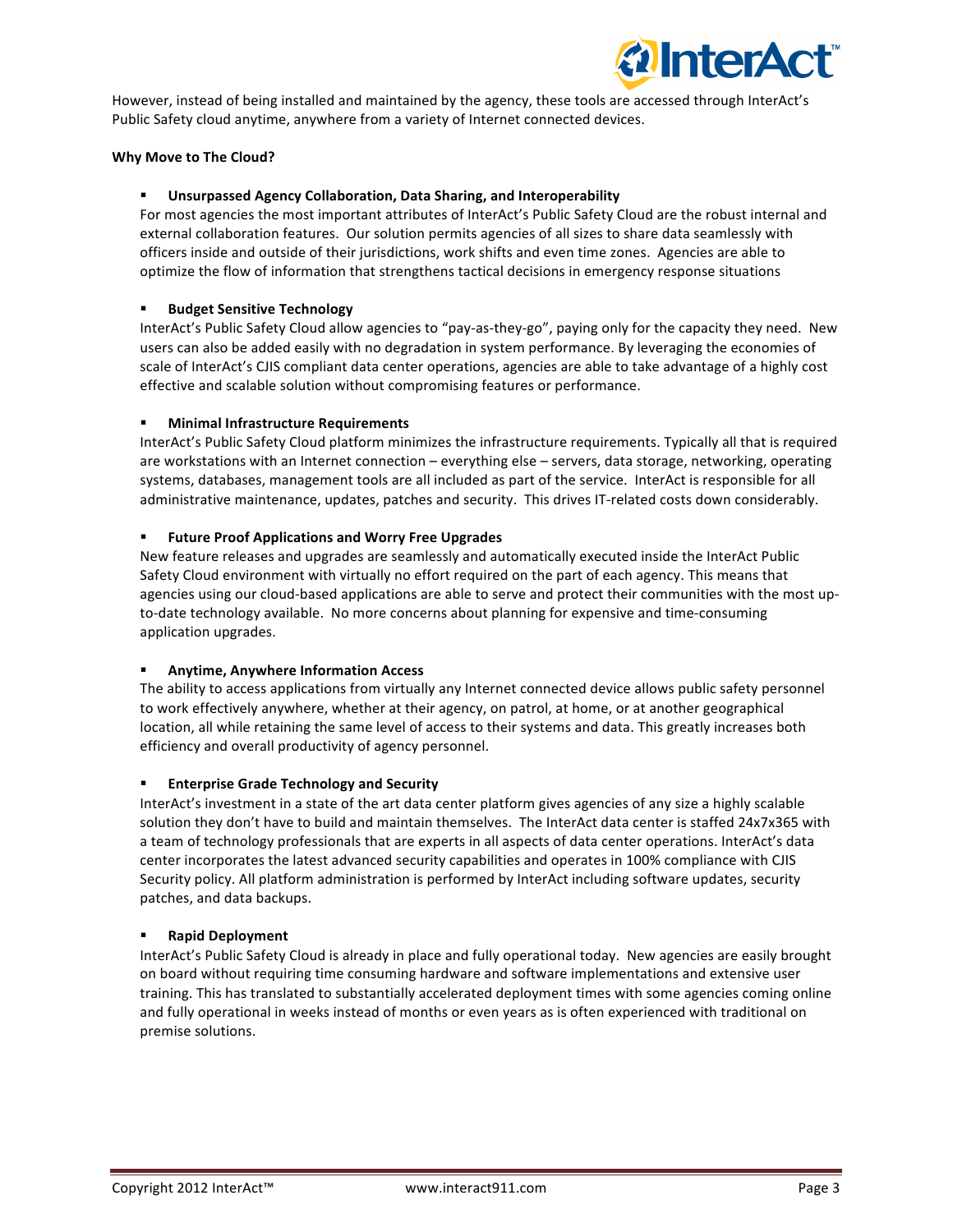However, instead of being installed and maintained by the agency, these tools are accessed through InterAct's Public Safety cloud anytime, anywhere from a variety of Internet connected devices.

**Why Move to The Cloud?**

- **Unsurpassed Agency Collaboration, Data Sharing, and Interoperability**
For most agencies the most important attributes of InterAct's Public Safety Cloud are the robust internal and external collaboration features. Our solution permits agencies of all sizes to share data seamlessly with officers inside and outside of their jurisdictions, work shifts and even time zones. Agencies are able to optimize the flow of information that strengthens tactical decisions in emergency response situations

- **Budget Sensitive Technology**
InterAct's Public Safety Cloud allow agencies to "pay-as-they-go", paying only for the capacity they need. New users can also be added easily with no degradation in system performance. By leveraging the economies of scale of InterAct's CJIS compliant data center operations, agencies are able to take advantage of a highly cost effective and scalable solution without compromising features or performance.

- **Minimal Infrastructure Requirements**
InterAct's Public Safety Cloud platform minimizes the infrastructure requirements. Typically all that is required are workstations with an Internet connection – everything else – servers, data storage, networking, operating systems, databases, management tools are all included as part of the service. InterAct is responsible for all administrative maintenance, updates, patches and security. This drives IT-related costs down considerably.

- **Future Proof Applications and Worry Free Upgrades**
New feature releases and upgrades are seamlessly and automatically executed inside the InterAct Public Safety Cloud environment with virtually no effort required on the part of each agency. This means that agencies using our cloud-based applications are able to serve and protect their communities with the most up-to-date technology available. No more concerns about planning for expensive and time-consuming application upgrades.

- **Anytime, Anywhere Information Access**
The ability to access applications from virtually any Internet connected device allows public safety personnel to work effectively anywhere, whether at their agency, on patrol, at home, or at another geographical location, all while retaining the same level of access to their systems and data. This greatly increases both efficiency and overall productivity of agency personnel.

- **Enterprise Grade Technology and Security**
InterAct's investment in a state of the art data center platform gives agencies of any size a highly scalable solution they don't have to build and maintain themselves. The InterAct data center is staffed 24x7x365 with a team of technology professionals that are experts in all aspects of data center operations. InterAct's data center incorporates the latest advanced security capabilities and operates in 100% compliance with CJIS Security policy. All platform administration is performed by InterAct including software updates, security patches, and data backups.

- **Rapid Deployment**
InterAct's Public Safety Cloud is already in place and fully operational today. New agencies are easily brought on board without requiring time consuming hardware and software implementations and extensive user training. This has translated to substantially accelerated deployment times with some agencies coming online and fully operational in weeks instead of months or even years as is often experienced with traditional on premise solutions.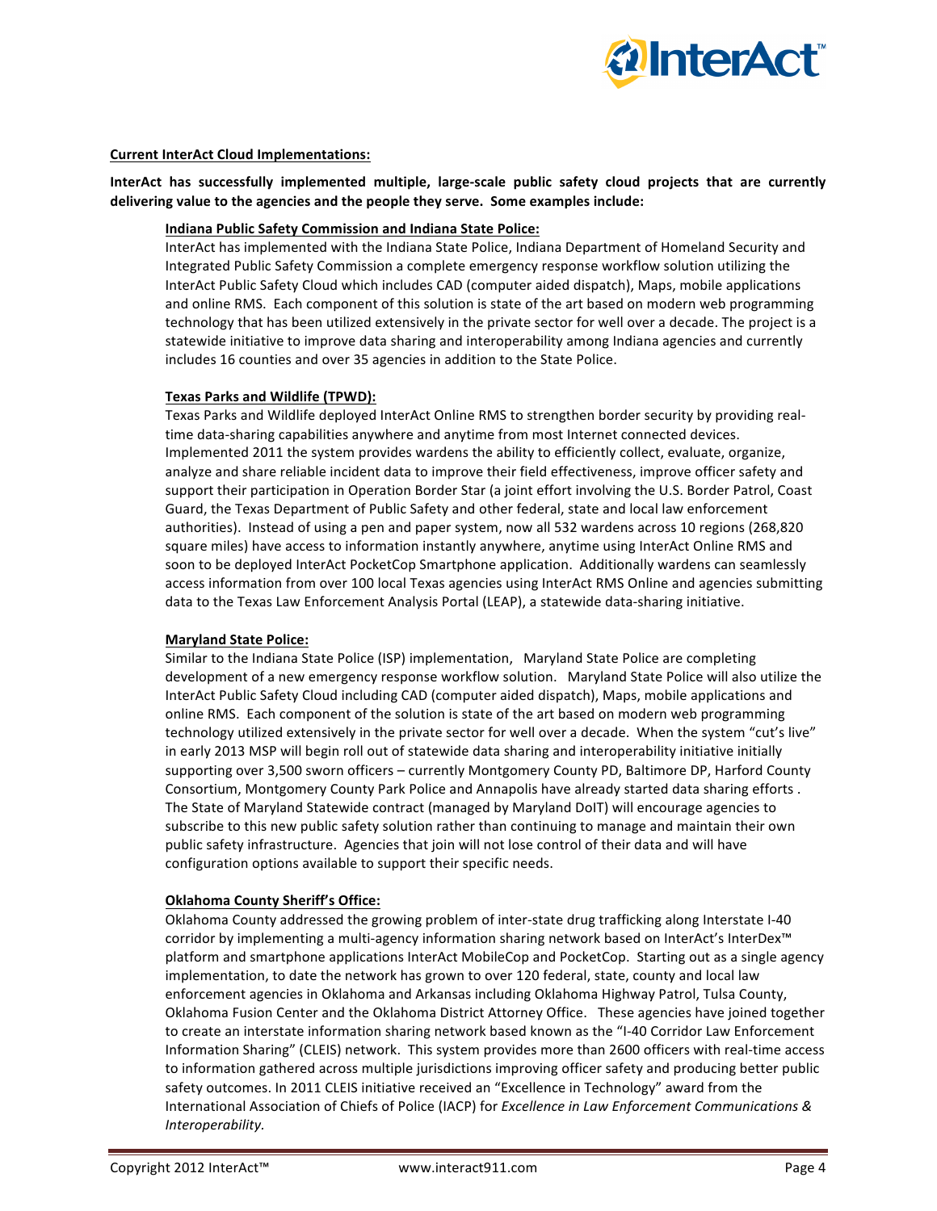**Current InterAct Cloud Implementations:**

**InterAct has successfully implemented multiple, large-scale public safety cloud projects that are currently delivering value to the agencies and the people they serve. Some examples include:**

**Indiana Public Safety Commission and Indiana State Police:**

InterAct has implemented with the Indiana State Police, Indiana Department of Homeland Security and Integrated Public Safety Commission a complete emergency response workflow solution utilizing the InterAct Public Safety Cloud which includes CAD (computer aided dispatch), Maps, mobile applications and online RMS. Each component of this solution is state of the art based on modern web programming technology that has been utilized extensively in the private sector for well over a decade. The project is a statewide initiative to improve data sharing and interoperability among Indiana agencies and currently includes 16 counties and over 35 agencies in addition to the State Police.

**Texas Parks and Wildlife (TPWD):**

Texas Parks and Wildlife deployed InterAct Online RMS to strengthen border security by providing real-time data-sharing capabilities anywhere and anytime from most Internet connected devices. Implemented 2011 the system provides wardens the ability to efficiently collect, evaluate, organize, analyze and share reliable incident data to improve their field effectiveness, improve officer safety and support their participation in Operation Border Star (a joint effort involving the U.S. Border Patrol, Coast Guard, the Texas Department of Public Safety and other federal, state and local law enforcement authorities). Instead of using a pen and paper system, now all 532 wardens across 10 regions (268,820 square miles) have access to information instantly anywhere, anytime using InterAct Online RMS and soon to be deployed InterAct PocketCop Smartphone application. Additionally wardens can seamlessly access information from over 100 local Texas agencies using InterAct RMS Online and agencies submitting data to the Texas Law Enforcement Analysis Portal (LEAP), a statewide data-sharing initiative.

**Maryland State Police:**

Similar to the Indiana State Police (ISP) implementation, Maryland State Police are completing development of a new emergency response workflow solution. Maryland State Police will also utilize the InterAct Public Safety Cloud including CAD (computer aided dispatch), Maps, mobile applications and online RMS. Each component of the solution is state of the art based on modern web programming technology utilized extensively in the private sector for well over a decade. When the system "cut's live" in early 2013 MSP will begin roll out of statewide data sharing and interoperability initiative initially supporting over 3,500 sworn officers – currently Montgomery County PD, Baltimore DP, Harford County Consortium, Montgomery County Park Police and Annapolis have already started data sharing efforts . The State of Maryland Statewide contract (managed by Maryland DoIT) will encourage agencies to subscribe to this new public safety solution rather than continuing to manage and maintain their own public safety infrastructure. Agencies that join will not lose control of their data and will have configuration options available to support their specific needs.

**Oklahoma County Sheriff's Office:**

Oklahoma County addressed the growing problem of inter-state drug trafficking along Interstate I-40 corridor by implementing a multi-agency information sharing network based on InterAct's InterDex™ platform and smartphone applications InterAct MobileCop and PocketCop. Starting out as a single agency implementation, to date the network has grown to over 120 federal, state, county and local law enforcement agencies in Oklahoma and Arkansas including Oklahoma Highway Patrol, Tulsa County, Oklahoma Fusion Center and the Oklahoma District Attorney Office. These agencies have joined together to create an interstate information sharing network based known as the "I-40 Corridor Law Enforcement Information Sharing" (CLEIS) network. This system provides more than 2600 officers with real-time access to information gathered across multiple jurisdictions improving officer safety and producing better public safety outcomes. In 2011 CLEIS initiative received an "Excellence in Technology" award from the International Association of Chiefs of Police (IACP) for *Excellence in Law Enforcement Communications & Interoperability.*